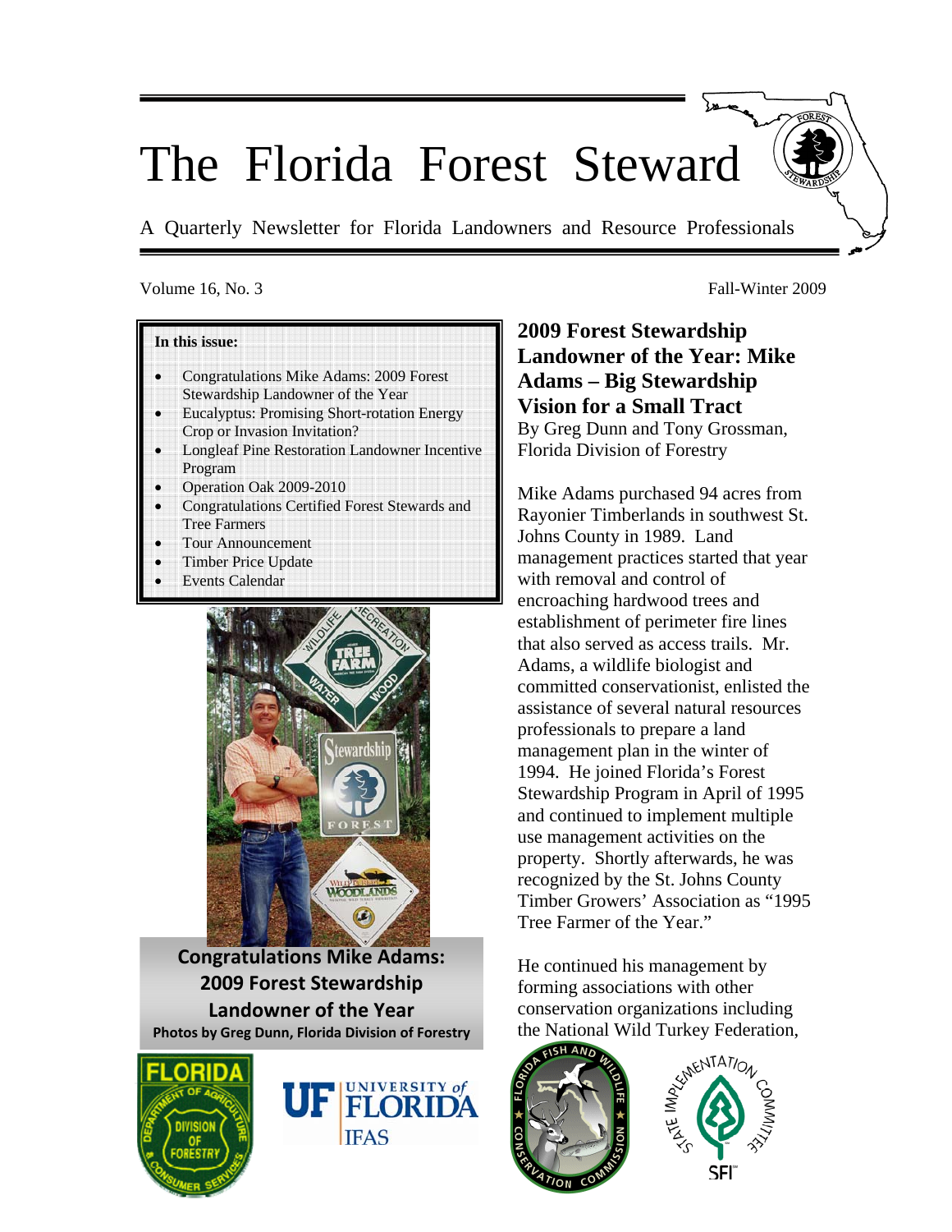# The Florida Forest Steward

A Quarterly Newsletter for Florida Landowners and Resource Professionals

Volume 16, No. 3 Fall-Winter 2009

**In this issue:**

- Congratulations Mike Adams: 2009 Forest Stewardship Landowner of the Year
- Eucalyptus: Promising Short-rotation Energy Crop or Invasion Invitation?
- Longleaf Pine Restoration Landowner Incentive Program
- Operation Oak 2009-2010
- Congratulations Certified Forest Stewards and Tree Farmers
- Tour Announcement
- Timber Price Update
- Events Calendar

**Congratulations Mike Adams: 2009 Forest Stewardship Landowner of the Year**

**Photos by Greg Dunn, Florida Division of Forestry**

## 2009 Forest Stewardship Landowner of the Year: Mike Adams – Big Stewardship Vision for a Small Tract

By Greg Dunn and Tony Grossman, Florida Division of Forestry

Mike Adams purchased 94 acres from Rayonier Timberlands in southwest St. Johns County in 1989. Land management practices started that year with removal and control of encroaching hardwood trees and establishment of perimeter fire lines that also served as access trails. Mr. Adams, a wildlife biologist and committed conservationist, enlisted the assistance of several natural resources professionals to prepare a land management plan in the winter of 1994. He joined Florida's Forest Stewardship Program in April of 1995 and continued to implement multiple use management activities on the property. Shortly afterwards, he was recognized by the St. Johns County Timber Growers' Association as "1995 Tree Farmer of the Year."

He continued his management by forming associations with other conservation organizations including the National Wild Turkey Federation,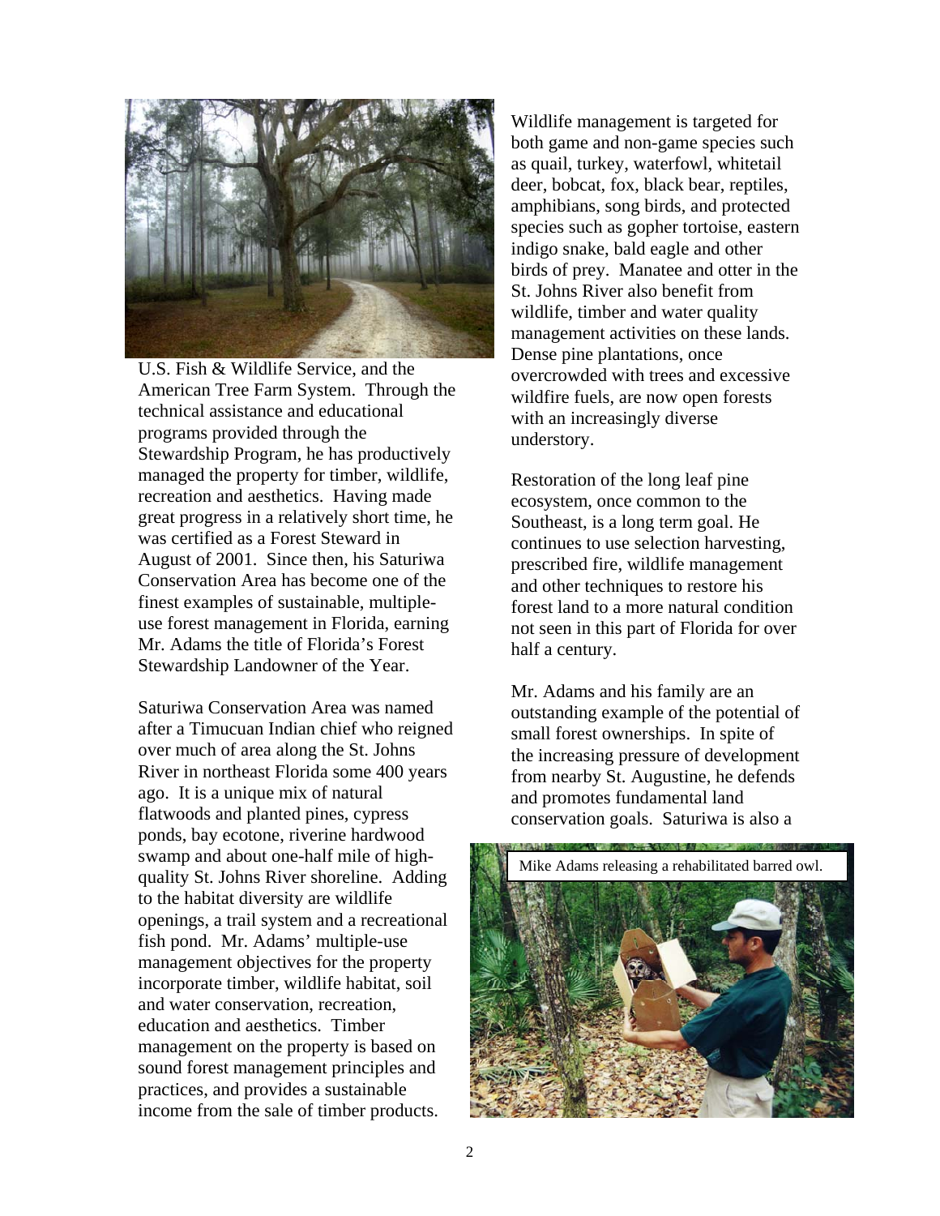U.S. Fish & Wildlife Service, and the American Tree Farm System. Through the technical assistance and educational programs provided through the Stewardship Program, he has productively managed the property for timber, wildlife, recreation and aesthetics. Having made great progress in a relatively short time, he was certified as a Forest Steward in August of 2001. Since then, his Saturiwa Conservation Area has become one of the finest examples of sustainable, multiple-use forest management in Florida, earning Mr. Adams the title of Florida's Forest Stewardship Landowner of the Year.

Saturiwa Conservation Area was named after a Timucuan Indian chief who reigned over much of area along the St. Johns River in northeast Florida some 400 years ago. It is a unique mix of natural flatwoods and planted pines, cypress ponds, bay ecotone, riverine hardwood swamp and about one-half mile of high-quality St. Johns River shoreline. Adding to the habitat diversity are wildlife openings, a trail system and a recreational fish pond. Mr. Adams' multiple-use management objectives for the property incorporate timber, wildlife habitat, soil and water conservation, recreation, education and aesthetics. Timber management on the property is based on sound forest management principles and practices, and provides a sustainable income from the sale of timber products.

Wildlife management is targeted for both game and non-game species such as quail, turkey, waterfowl, whitetail deer, bobcat, fox, black bear, reptiles, amphibians, song birds, and protected species such as gopher tortoise, eastern indigo snake, bald eagle and other birds of prey. Manatee and otter in the St. Johns River also benefit from wildlife, timber and water quality management activities on these lands. Dense pine plantations, once overcrowded with trees and excessive wildfire fuels, are now open forests with an increasingly diverse understory.

Restoration of the long leaf pine ecosystem, once common to the Southeast, is a long term goal. He continues to use selection harvesting, prescribed fire, wildlife management and other techniques to restore his forest land to a more natural condition not seen in this part of Florida for over half a century.

Mr. Adams and his family are an outstanding example of the potential of small forest ownerships. In spite of the increasing pressure of development from nearby St. Augustine, he defends and promotes fundamental land conservation goals. Saturiwa is also a

Mike Adams releasing a rehabilitated barred owl.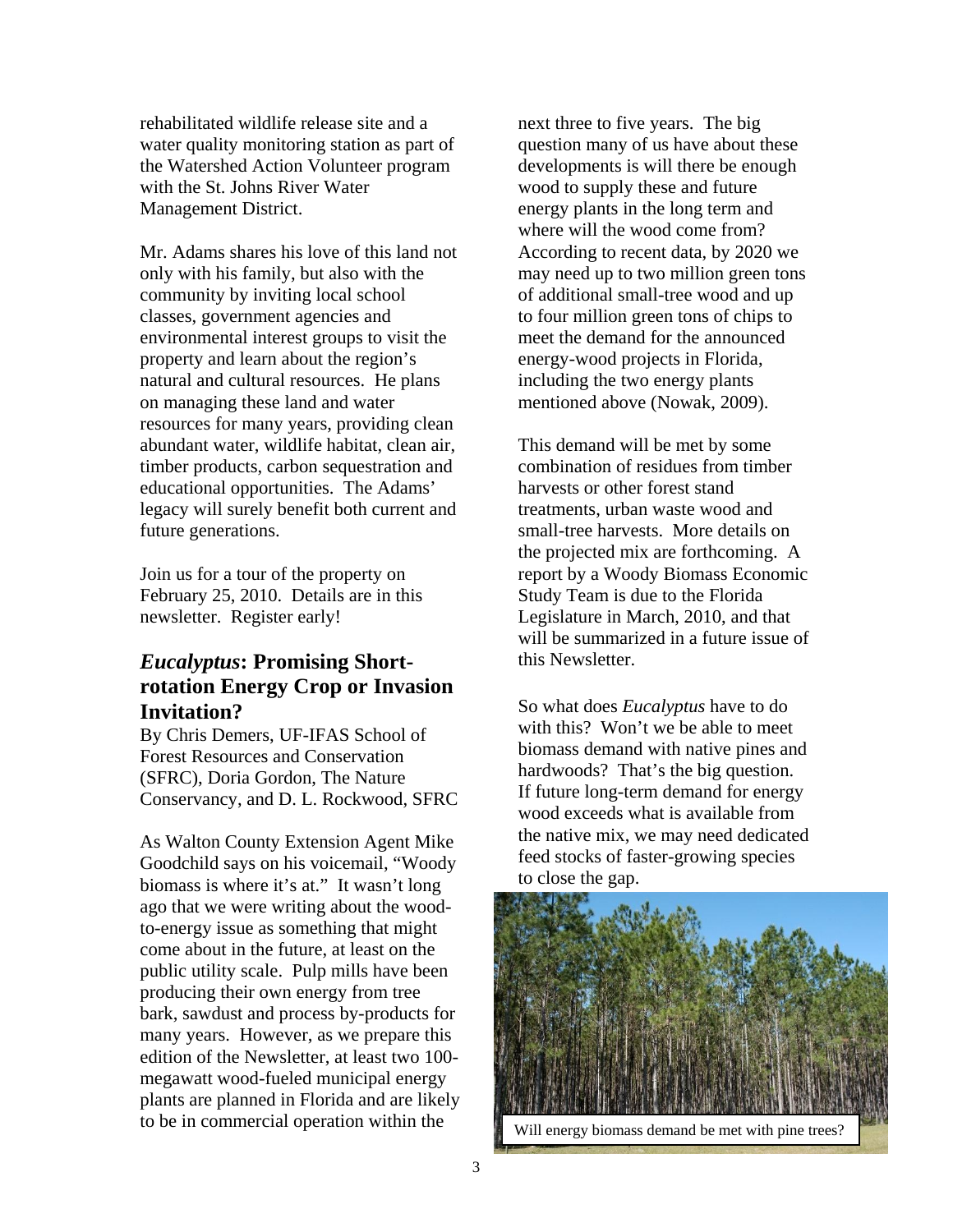rehabilitated wildlife release site and a water quality monitoring station as part of the Watershed Action Volunteer program with the St. Johns River Water Management District.

Mr. Adams shares his love of this land not only with his family, but also with the community by inviting local school classes, government agencies and environmental interest groups to visit the property and learn about the region's natural and cultural resources. He plans on managing these land and water resources for many years, providing clean abundant water, wildlife habitat, clean air, timber products, carbon sequestration and educational opportunities. The Adams' legacy will surely benefit both current and future generations.

Join us for a tour of the property on February 25, 2010. Details are in this newsletter. Register early!

## *Eucalyptus*: Promising Short-rotation Energy Crop or Invasion Invitation?

By Chris Demers, UF-IFAS School of Forest Resources and Conservation (SFRC), Doria Gordon, The Nature Conservancy, and D. L. Rockwood, SFRC

As Walton County Extension Agent Mike Goodchild says on his voicemail, "Woody biomass is where it's at." It wasn't long ago that we were writing about the wood-to-energy issue as something that might come about in the future, at least on the public utility scale. Pulp mills have been producing their own energy from tree bark, sawdust and process by-products for many years. However, as we prepare this edition of the Newsletter, at least two 100-megawatt wood-fueled municipal energy plants are planned in Florida and are likely to be in commercial operation within the next three to five years. The big question many of us have about these developments is will there be enough wood to supply these and future energy plants in the long term and where will the wood come from? According to recent data, by 2020 we may need up to two million green tons of additional small-tree wood and up to four million green tons of chips to meet the demand for the announced energy-wood projects in Florida, including the two energy plants mentioned above (Nowak, 2009).

This demand will be met by some combination of residues from timber harvests or other forest stand treatments, urban waste wood and small-tree harvests. More details on the projected mix are forthcoming. A report by a Woody Biomass Economic Study Team is due to the Florida Legislature in March, 2010, and that will be summarized in a future issue of this Newsletter.

So what does *Eucalyptus* have to do with this? Won't we be able to meet biomass demand with native pines and hardwoods? That's the big question. If future long-term demand for energy wood exceeds what is available from the native mix, we may need dedicated feed stocks of faster-growing species to close the gap.

Will energy biomass demand be met with pine trees?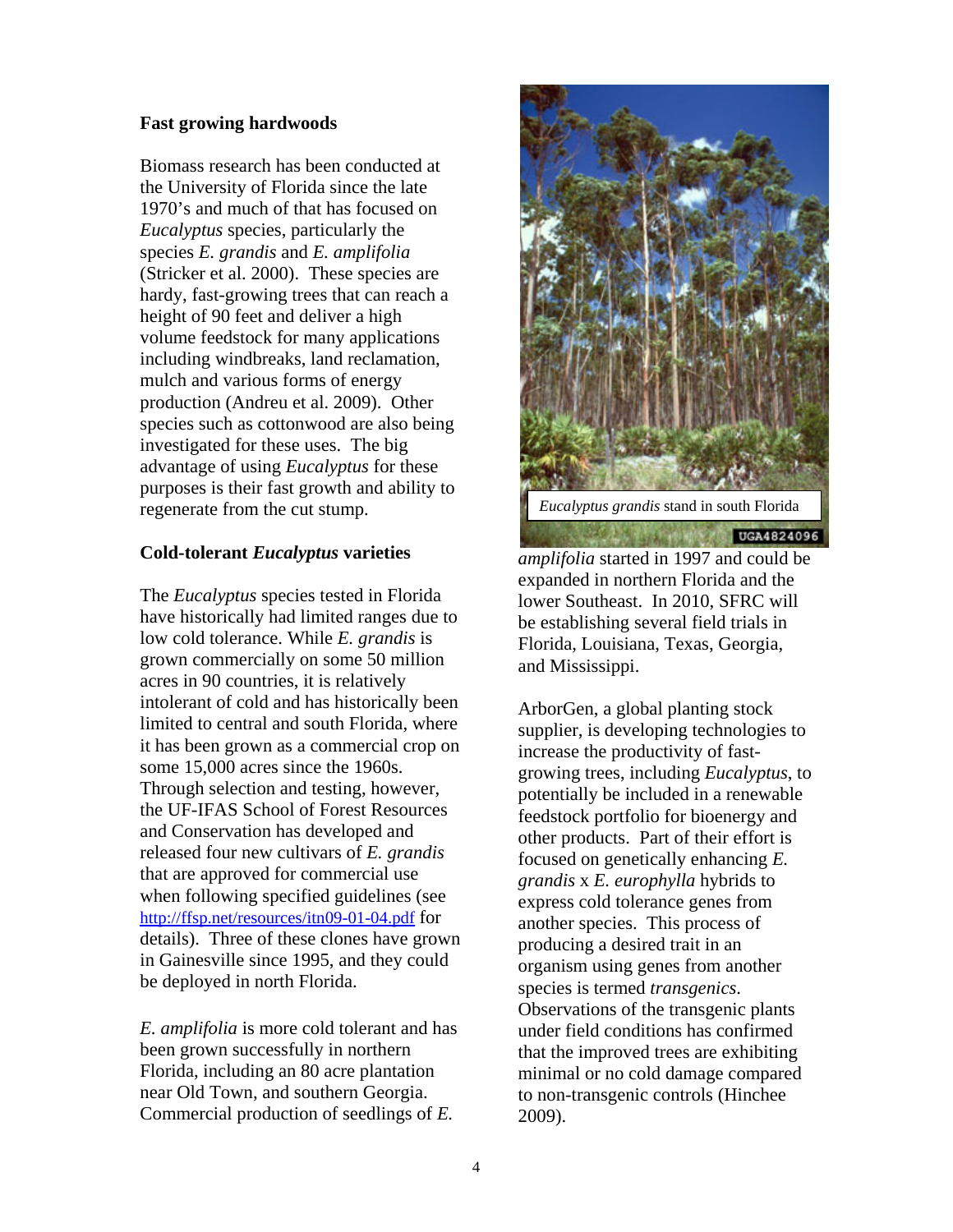## Fast growing hardwoods

Biomass research has been conducted at the University of Florida since the late 1970's and much of that has focused on *Eucalyptus* species, particularly the species *E. grandis* and *E. amplifolia* (Stricker et al. 2000). These species are hardy, fast-growing trees that can reach a height of 90 feet and deliver a high volume feedstock for many applications including windbreaks, land reclamation, mulch and various forms of energy production (Andreu et al. 2009). Other species such as cottonwood are also being investigated for these uses. The big advantage of using *Eucalyptus* for these purposes is their fast growth and ability to regenerate from the cut stump.

## Cold-tolerant *Eucalyptus* varieties

The *Eucalyptus* species tested in Florida have historically had limited ranges due to low cold tolerance. While *E. grandis* is grown commercially on some 50 million acres in 90 countries, it is relatively intolerant of cold and has historically been limited to central and south Florida, where it has been grown as a commercial crop on some 15,000 acres since the 1960s. Through selection and testing, however, the UF-IFAS School of Forest Resources and Conservation has developed and released four new cultivars of *E. grandis* that are approved for commercial use when following specified guidelines (see http://ffsp.net/resources/itn09-01-04.pdf for details). Three of these clones have grown in Gainesville since 1995, and they could be deployed in north Florida.

*E. amplifolia* is more cold tolerant and has been grown successfully in northern Florida, including an 80 acre plantation near Old Town, and southern Georgia. Commercial production of seedlings of *E. amplifolia* started in 1997 and could be expanded in northern Florida and the lower Southeast. In 2010, SFRC will be establishing several field trials in Florida, Louisiana, Texas, Georgia, and Mississippi.

*Eucalyptus grandis* stand in south Florida

ArborGen, a global planting stock supplier, is developing technologies to increase the productivity of fast-growing trees, including *Eucalyptus*, to potentially be included in a renewable feedstock portfolio for bioenergy and other products. Part of their effort is focused on genetically enhancing *E. grandis* x *E. europhylla* hybrids to express cold tolerance genes from another species. This process of producing a desired trait in an organism using genes from another species is termed *transgenics*. Observations of the transgenic plants under field conditions has confirmed that the improved trees are exhibiting minimal or no cold damage compared to non-transgenic controls (Hinchee 2009).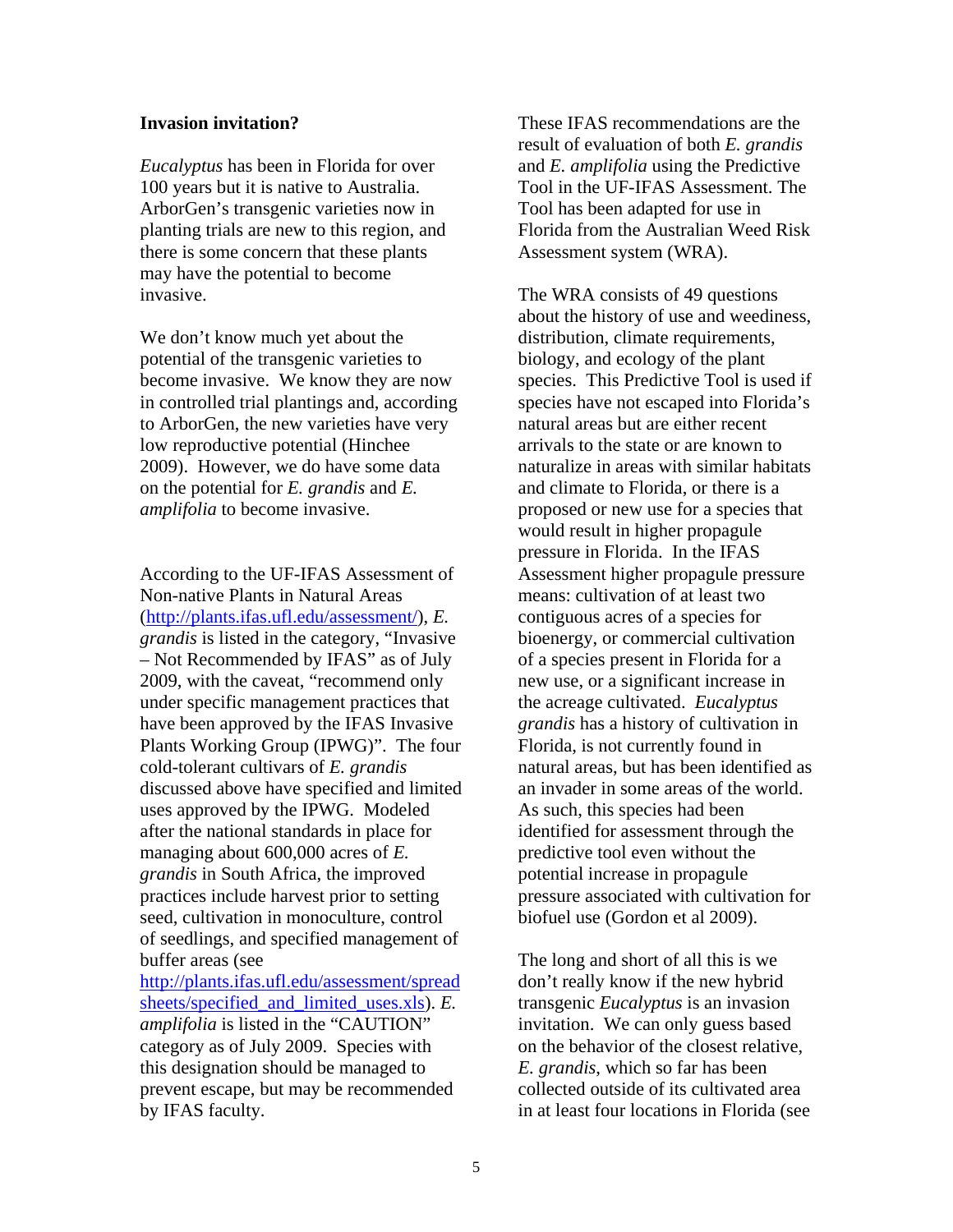**Invasion invitation?**

*Eucalyptus* has been in Florida for over 100 years but it is native to Australia. ArborGen's transgenic varieties now in planting trials are new to this region, and there is some concern that these plants may have the potential to become invasive.

We don't know much yet about the potential of the transgenic varieties to become invasive. We know they are now in controlled trial plantings and, according to ArborGen, the new varieties have very low reproductive potential (Hinchee 2009). However, we do have some data on the potential for *E. grandis* and *E. amplifolia* to become invasive.

According to the UF-IFAS Assessment of Non-native Plants in Natural Areas (http://plants.ifas.ufl.edu/assessment/), *E. grandis* is listed in the category, "Invasive – Not Recommended by IFAS" as of July 2009, with the caveat, "recommend only under specific management practices that have been approved by the IFAS Invasive Plants Working Group (IPWG)". The four cold-tolerant cultivars of *E. grandis* discussed above have specified and limited uses approved by the IPWG. Modeled after the national standards in place for managing about 600,000 acres of *E. grandis* in South Africa, the improved practices include harvest prior to setting seed, cultivation in monoculture, control of seedlings, and specified management of buffer areas (see http://plants.ifas.ufl.edu/assessment/spreadsheets/specified_and_limited_uses.xls). *E. amplifolia* is listed in the "CAUTION" category as of July 2009. Species with this designation should be managed to prevent escape, but may be recommended by IFAS faculty.

These IFAS recommendations are the result of evaluation of both *E. grandis* and *E. amplifolia* using the Predictive Tool in the UF-IFAS Assessment. The Tool has been adapted for use in Florida from the Australian Weed Risk Assessment system (WRA).

The WRA consists of 49 questions about the history of use and weediness, distribution, climate requirements, biology, and ecology of the plant species. This Predictive Tool is used if species have not escaped into Florida's natural areas but are either recent arrivals to the state or are known to naturalize in areas with similar habitats and climate to Florida, or there is a proposed or new use for a species that would result in higher propagule pressure in Florida. In the IFAS Assessment higher propagule pressure means: cultivation of at least two contiguous acres of a species for bioenergy, or commercial cultivation of a species present in Florida for a new use, or a significant increase in the acreage cultivated. *Eucalyptus grandis* has a history of cultivation in Florida, is not currently found in natural areas, but has been identified as an invader in some areas of the world. As such, this species had been identified for assessment through the predictive tool even without the potential increase in propagule pressure associated with cultivation for biofuel use (Gordon et al 2009).

The long and short of all this is we don't really know if the new hybrid transgenic *Eucalyptus* is an invasion invitation. We can only guess based on the behavior of the closest relative, *E. grandis*, which so far has been collected outside of its cultivated area in at least four locations in Florida (see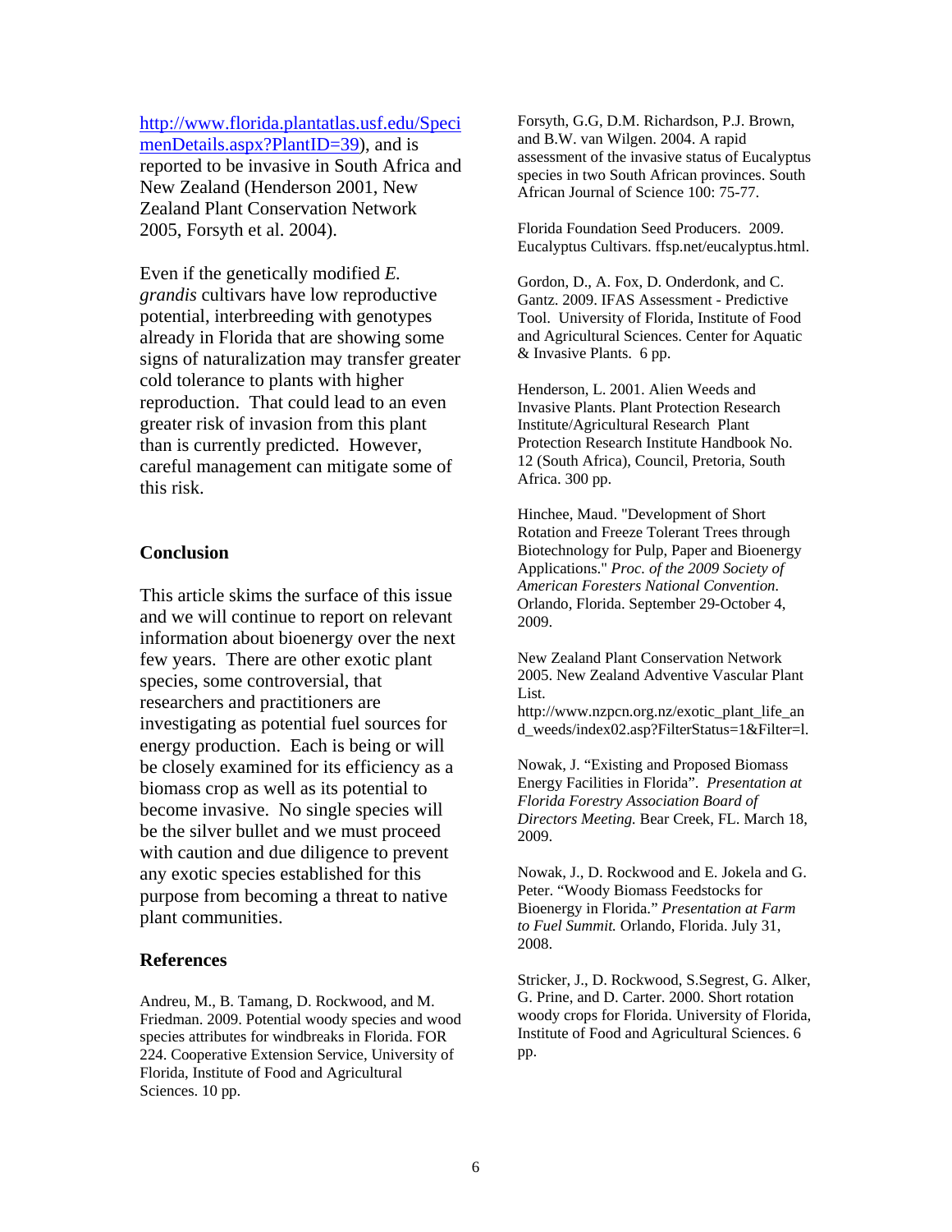http://www.florida.plantatlas.usf.edu/SpecimenDetails.aspx?PlantID=39), and is reported to be invasive in South Africa and New Zealand (Henderson 2001, New Zealand Plant Conservation Network 2005, Forsyth et al. 2004).

Even if the genetically modified *E. grandis* cultivars have low reproductive potential, interbreeding with genotypes already in Florida that are showing some signs of naturalization may transfer greater cold tolerance to plants with higher reproduction. That could lead to an even greater risk of invasion from this plant than is currently predicted. However, careful management can mitigate some of this risk.

## Conclusion

This article skims the surface of this issue and we will continue to report on relevant information about bioenergy over the next few years. There are other exotic plant species, some controversial, that researchers and practitioners are investigating as potential fuel sources for energy production. Each is being or will be closely examined for its efficiency as a biomass crop as well as its potential to become invasive. No single species will be the silver bullet and we must proceed with caution and due diligence to prevent any exotic species established for this purpose from becoming a threat to native plant communities.

## References

Andreu, M., B. Tamang, D. Rockwood, and M. Friedman. 2009. Potential woody species and wood species attributes for windbreaks in Florida. FOR 224. Cooperative Extension Service, University of Florida, Institute of Food and Agricultural Sciences. 10 pp.

Forsyth, G.G, D.M. Richardson, P.J. Brown, and B.W. van Wilgen. 2004. A rapid assessment of the invasive status of Eucalyptus species in two South African provinces. South African Journal of Science 100: 75-77.

Florida Foundation Seed Producers. 2009. Eucalyptus Cultivars. ffsp.net/eucalyptus.html.

Gordon, D., A. Fox, D. Onderdonk, and C. Gantz. 2009. IFAS Assessment - Predictive Tool. University of Florida, Institute of Food and Agricultural Sciences. Center for Aquatic & Invasive Plants. 6 pp.

Henderson, L. 2001. Alien Weeds and Invasive Plants. Plant Protection Research Institute/Agricultural Research Plant Protection Research Institute Handbook No. 12 (South Africa), Council, Pretoria, South Africa. 300 pp.

Hinchee, Maud. "Development of Short Rotation and Freeze Tolerant Trees through Biotechnology for Pulp, Paper and Bioenergy Applications." *Proc. of the 2009 Society of American Foresters National Convention.* Orlando, Florida. September 29-October 4, 2009.

New Zealand Plant Conservation Network 2005. New Zealand Adventive Vascular Plant List. http://www.nzpcn.org.nz/exotic_plant_life_and_weeds/index02.asp?FilterStatus=1&Filter=l.

Nowak, J. "Existing and Proposed Biomass Energy Facilities in Florida". *Presentation at Florida Forestry Association Board of Directors Meeting.* Bear Creek, FL. March 18, 2009.

Nowak, J., D. Rockwood and E. Jokela and G. Peter. "Woody Biomass Feedstocks for Bioenergy in Florida." *Presentation at Farm to Fuel Summit.* Orlando, Florida. July 31, 2008.

Stricker, J., D. Rockwood, S.Segrest, G. Alker, G. Prine, and D. Carter. 2000. Short rotation woody crops for Florida. University of Florida, Institute of Food and Agricultural Sciences. 6 pp.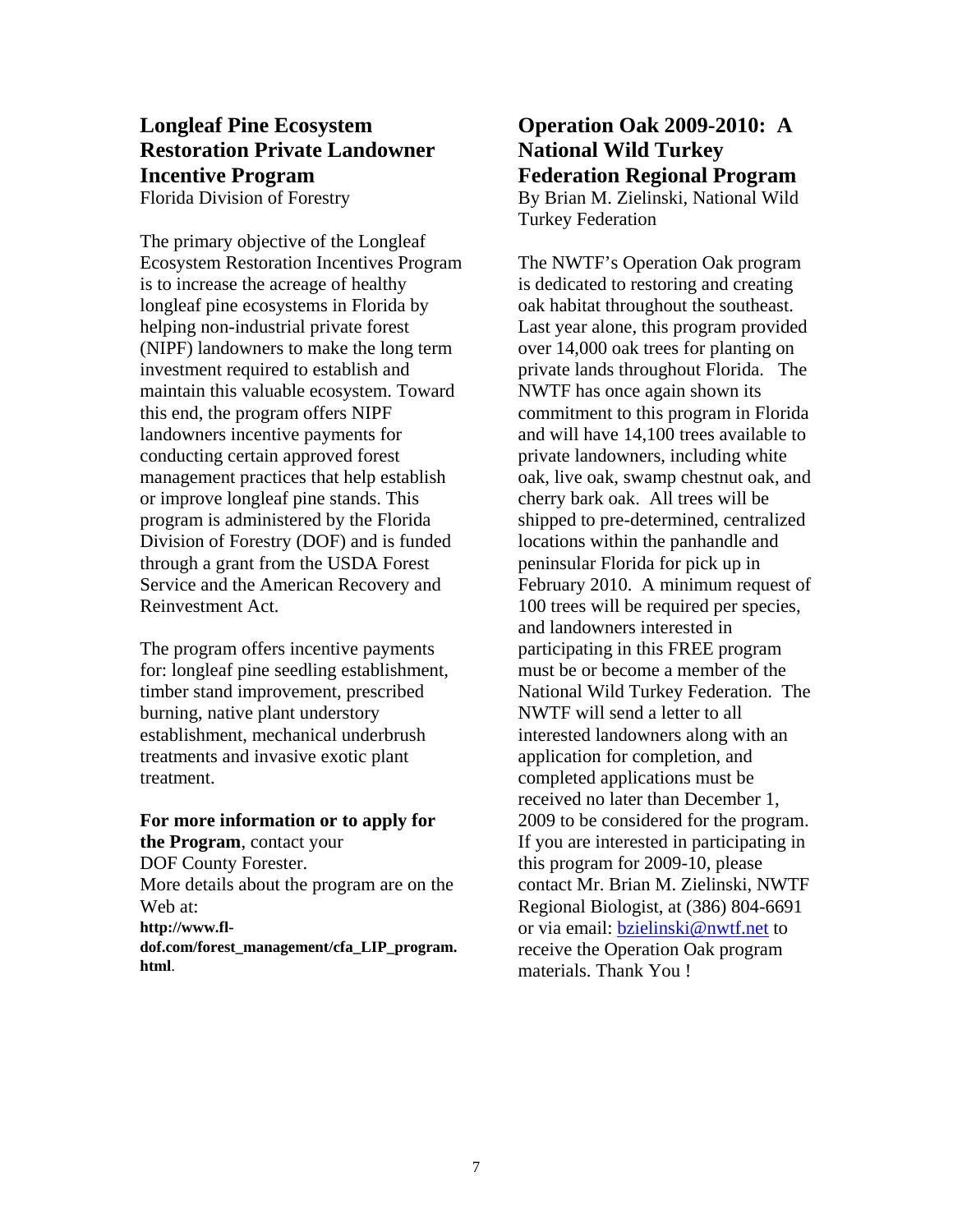## Longleaf Pine Ecosystem Restoration Private Landowner Incentive Program

Florida Division of Forestry

The primary objective of the Longleaf Ecosystem Restoration Incentives Program is to increase the acreage of healthy longleaf pine ecosystems in Florida by helping non-industrial private forest (NIPF) landowners to make the long term investment required to establish and maintain this valuable ecosystem. Toward this end, the program offers NIPF landowners incentive payments for conducting certain approved forest management practices that help establish or improve longleaf pine stands. This program is administered by the Florida Division of Forestry (DOF) and is funded through a grant from the USDA Forest Service and the American Recovery and Reinvestment Act.

The program offers incentive payments for: longleaf pine seedling establishment, timber stand improvement, prescribed burning, native plant understory establishment, mechanical underbrush treatments and invasive exotic plant treatment.

**For more information or to apply for the Program**, contact your DOF County Forester.
More details about the program are on the Web at:
**http://www.fl-dof.com/forest_management/cfa_LIP_program.html**.

## Operation Oak 2009-2010: A National Wild Turkey Federation Regional Program

By Brian M. Zielinski, National Wild Turkey Federation

The NWTF's Operation Oak program is dedicated to restoring and creating oak habitat throughout the southeast. Last year alone, this program provided over 14,000 oak trees for planting on private lands throughout Florida. The NWTF has once again shown its commitment to this program in Florida and will have 14,100 trees available to private landowners, including white oak, live oak, swamp chestnut oak, and cherry bark oak. All trees will be shipped to pre-determined, centralized locations within the panhandle and peninsular Florida for pick up in February 2010. A minimum request of 100 trees will be required per species, and landowners interested in participating in this FREE program must be or become a member of the National Wild Turkey Federation. The NWTF will send a letter to all interested landowners along with an application for completion, and completed applications must be received no later than December 1, 2009 to be considered for the program. If you are interested in participating in this program for 2009-10, please contact Mr. Brian M. Zielinski, NWTF Regional Biologist, at (386) 804-6691 or via email: bzielinski@nwtf.net to receive the Operation Oak program materials. Thank You !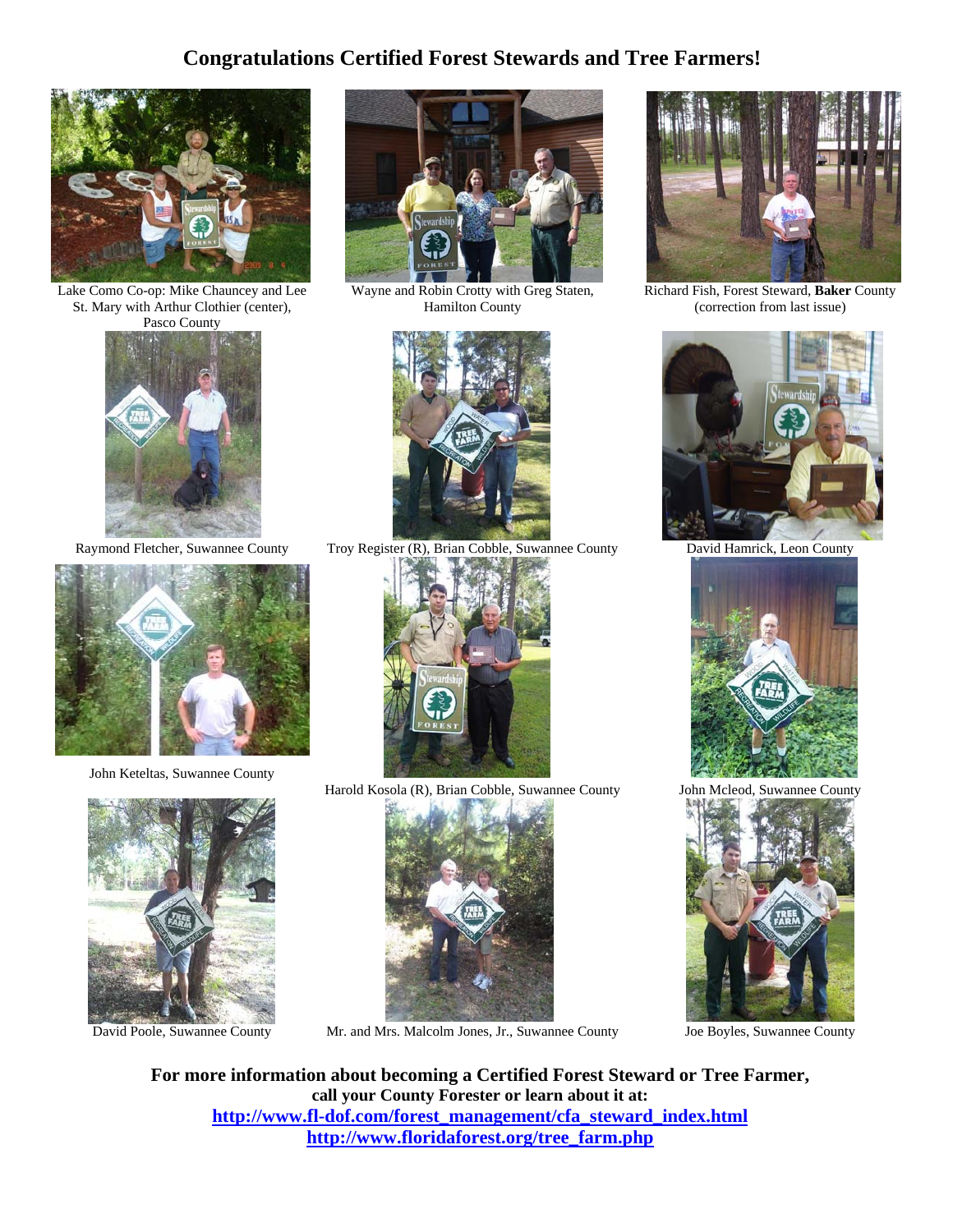# Congratulations Certified Forest Stewards and Tree Farmers!

Lake Como Co-op: Mike Chauncey and Lee St. Mary with Arthur Clothier (center), Pasco County

Wayne and Robin Crotty with Greg Staten, Hamilton County

Richard Fish, Forest Steward, **Baker** County (correction from last issue)

Raymond Fletcher, Suwannee County

Troy Register (R), Brian Cobble, Suwannee County

David Hamrick, Leon County

John Keteltas, Suwannee County

Harold Kosola (R), Brian Cobble, Suwannee County

John Mcleod, Suwannee County

David Poole, Suwannee County

Mr. and Mrs. Malcolm Jones, Jr., Suwannee County

Joe Boyles, Suwannee County

**For more information about becoming a Certified Forest Steward or Tree Farmer,**
**call your County Forester or learn about it at:**
**http://www.fl-dof.com/forest_management/cfa_steward_index.html**
**http://www.floridaforest.org/tree_farm.php**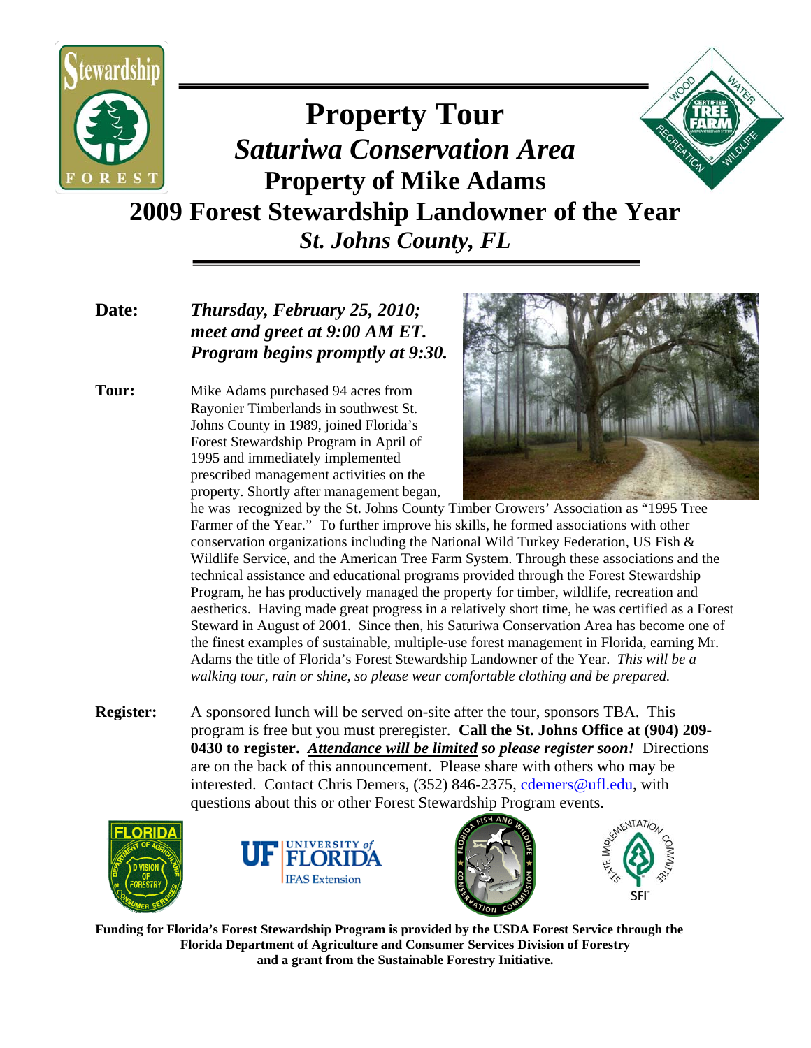# Property Tour

## *Saturiwa Conservation Area*

## Property of Mike Adams

## 2009 Forest Stewardship Landowner of the Year

### *St. Johns County, FL*

**Date:** ***Thursday, February 25, 2010; meet and greet at 9:00 AM ET. Program begins promptly at 9:30.***

**Tour:** Mike Adams purchased 94 acres from Rayonier Timberlands in southwest St. Johns County in 1989, joined Florida's Forest Stewardship Program in April of 1995 and immediately implemented prescribed management activities on the property. Shortly after management began, he was recognized by the St. Johns County Timber Growers' Association as "1995 Tree Farmer of the Year." To further improve his skills, he formed associations with other conservation organizations including the National Wild Turkey Federation, US Fish & Wildlife Service, and the American Tree Farm System. Through these associations and the technical assistance and educational programs provided through the Forest Stewardship Program, he has productively managed the property for timber, wildlife, recreation and aesthetics. Having made great progress in a relatively short time, he was certified as a Forest Steward in August of 2001. Since then, his Saturiwa Conservation Area has become one of the finest examples of sustainable, multiple-use forest management in Florida, earning Mr. Adams the title of Florida's Forest Stewardship Landowner of the Year. *This will be a walking tour, rain or shine, so please wear comfortable clothing and be prepared.*

**Register:** A sponsored lunch will be served on-site after the tour, sponsors TBA. This program is free but you must preregister. **Call the St. Johns Office at (904) 209-0430 to register.** ***Attendance will be limited so please register soon!*** Directions are on the back of this announcement. Please share with others who may be interested. Contact Chris Demers, (352) 846-2375, cdemers@ufl.edu, with questions about this or other Forest Stewardship Program events.

**Funding for Florida's Forest Stewardship Program is provided by the USDA Forest Service through the Florida Department of Agriculture and Consumer Services Division of Forestry and a grant from the Sustainable Forestry Initiative.**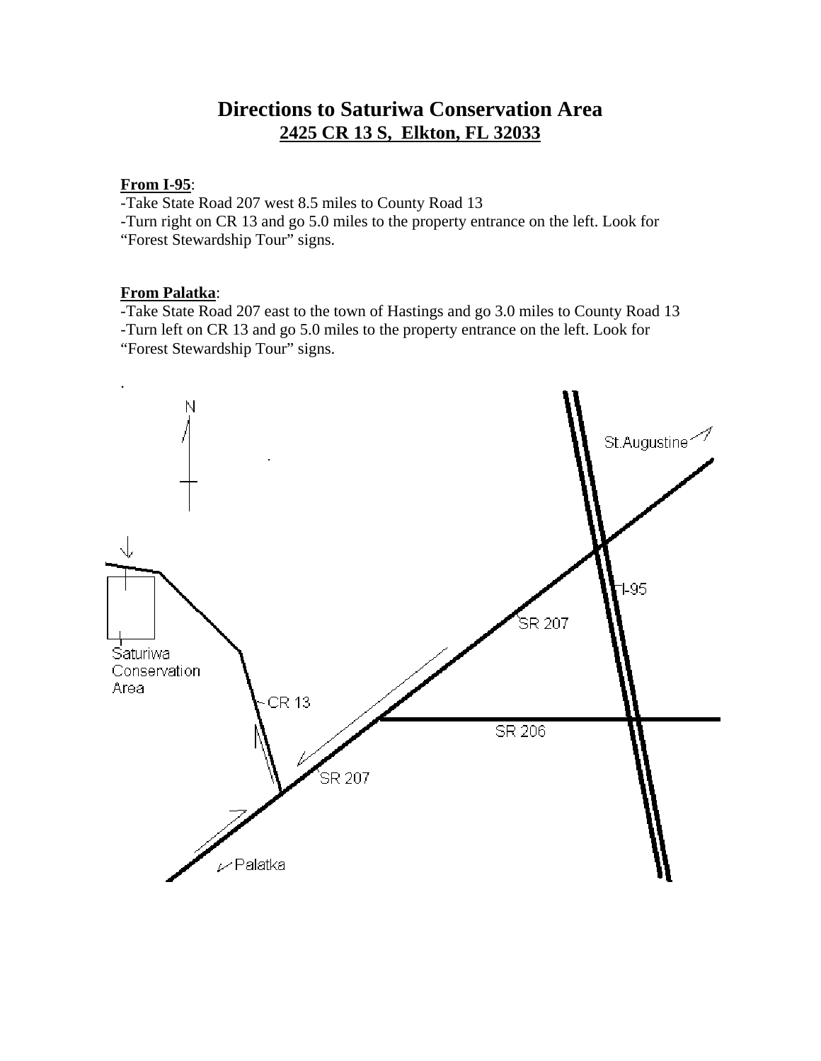# Directions to Saturiwa Conservation Area

## 2425 CR 13 S, Elkton, FL 32033

**From I-95**:

-Take State Road 207 west 8.5 miles to County Road 13

-Turn right on CR 13 and go 5.0 miles to the property entrance on the left. Look for "Forest Stewardship Tour" signs.

**From Palatka**:

-Take State Road 207 east to the town of Hastings and go 3.0 miles to County Road 13

-Turn left on CR 13 and go 5.0 miles to the property entrance on the left. Look for "Forest Stewardship Tour" signs.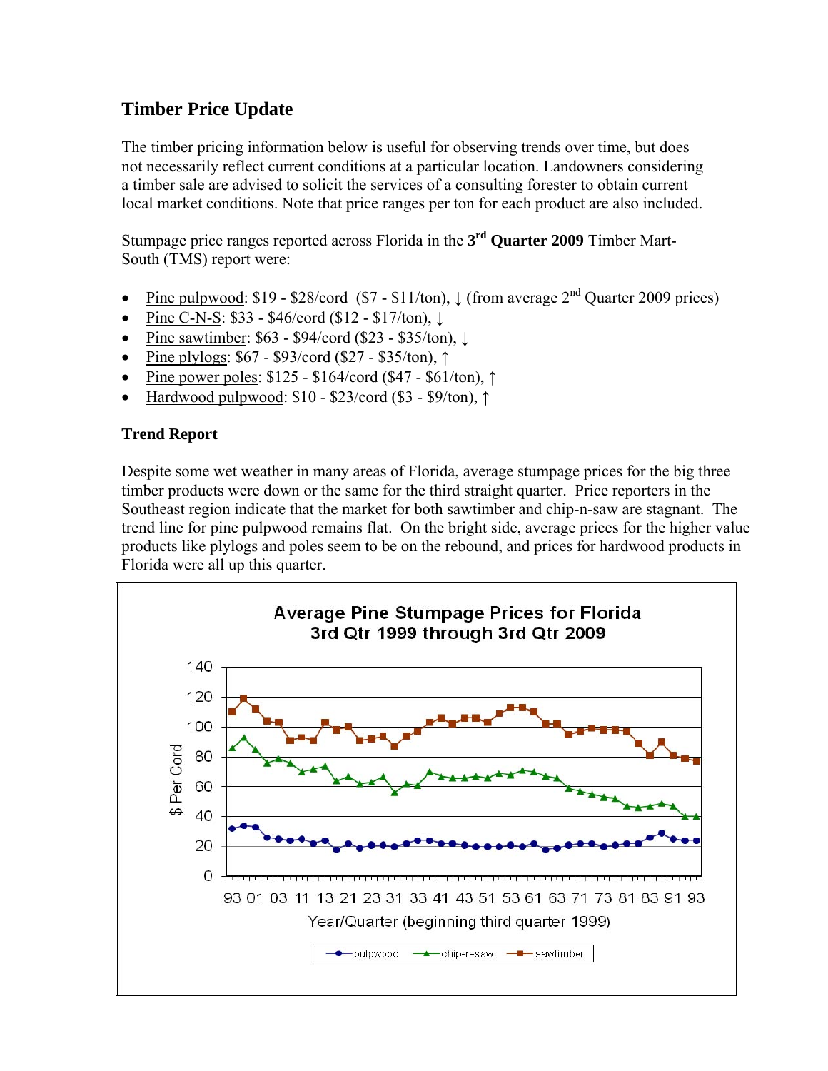## Timber Price Update

The timber pricing information below is useful for observing trends over time, but does not necessarily reflect current conditions at a particular location. Landowners considering a timber sale are advised to solicit the services of a consulting forester to obtain current local market conditions. Note that price ranges per ton for each product are also included.

Stumpage price ranges reported across Florida in the 3rd **Quarter 2009** Timber Mart-South (TMS) report were:

- Pine pulpwood: \$19 - \$28/cord (\$7 - \$11/ton), ↓ (from average 2nd Quarter 2009 prices)
- Pine C-N-S: \$33 - \$46/cord (\$12 - \$17/ton), ↓
- Pine sawtimber: \$63 - \$94/cord (\$23 - \$35/ton), ↓
- Pine plylogs: \$67 - \$93/cord (\$27 - \$35/ton), ↑
- Pine power poles: \$125 - \$164/cord (\$47 - \$61/ton), ↑
- Hardwood pulpwood: \$10 - \$23/cord (\$3 - \$9/ton), ↑

### Trend Report

Despite some wet weather in many areas of Florida, average stumpage prices for the big three timber products were down or the same for the third straight quarter. Price reporters in the Southeast region indicate that the market for both sawtimber and chip-n-saw are stagnant. The trend line for pine pulpwood remains flat. On the bright side, average prices for the higher value products like plylogs and poles seem to be on the rebound, and prices for hardwood products in Florida were all up this quarter.

**Average Pine Stumpage Prices for Florida**
**3rd Qtr 1999 through 3rd Qtr 2009**

$ Per Cord (0–140); Year/Quarter (beginning third quarter 1999): 93 01 03 11 13 21 23 31 33 41 43 51 53 61 63 71 73 81 83 91 93

Legend: pulpwood, chip-n-saw, sawtimber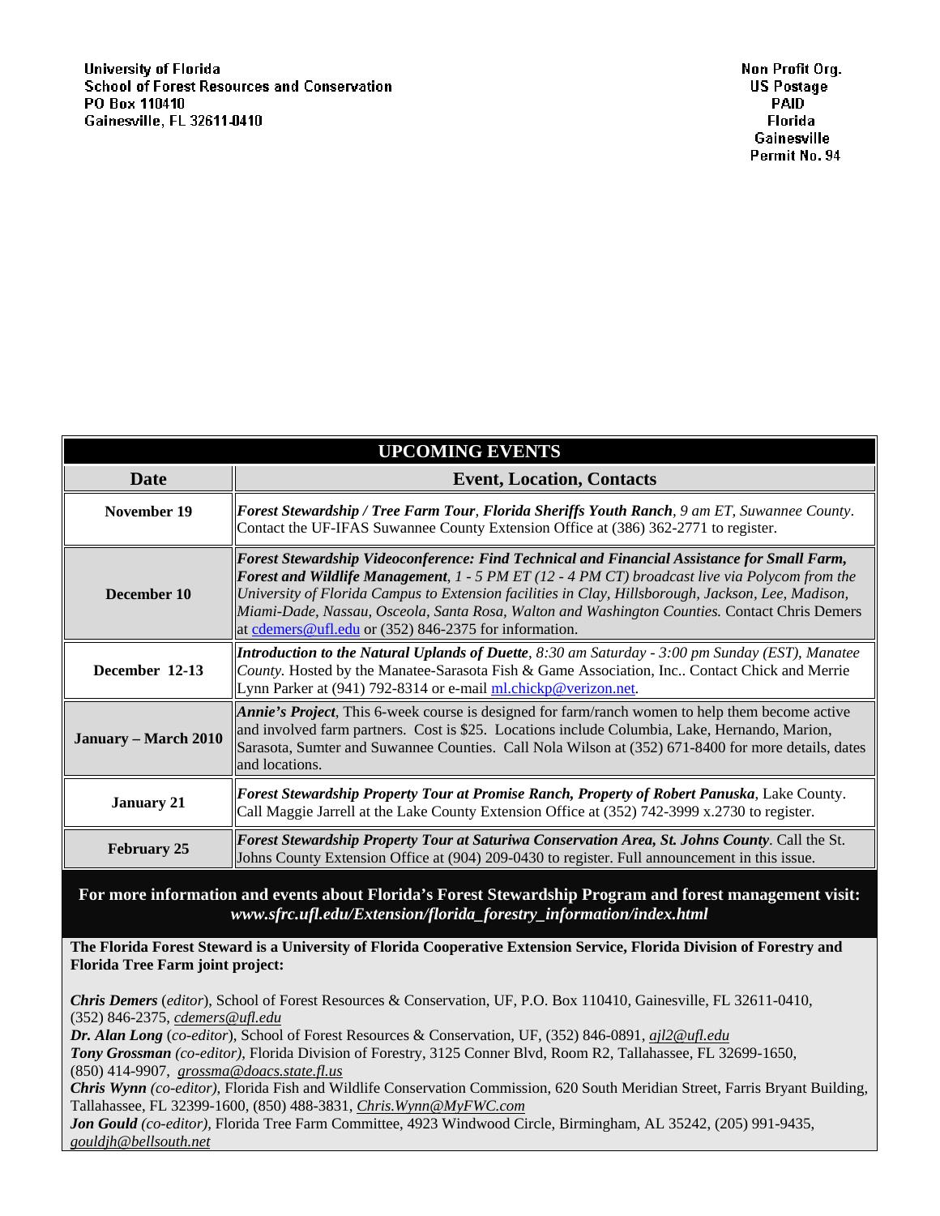University of Florida
School of Forest Resources and Conservation
PO Box 110410
Gainesville, FL 32611-0410

Non Profit Org.
US Postage
PAID
Florida
Gainesville
Permit No. 94

| UPCOMING EVENTS | |
|---|---|
| **Date** | **Event, Location, Contacts** |
| **November 19** | ***Forest Stewardship / Tree Farm Tour*, *Florida Sheriffs Youth Ranch***, *9 am ET, Suwannee County*. Contact the UF-IFAS Suwannee County Extension Office at (386) 362-2771 to register. |
| **December 10** | ***Forest Stewardship Videoconference: Find Technical and Financial Assistance for Small Farm, Forest and Wildlife Management***, *1 - 5 PM ET (12 - 4 PM CT) broadcast live via Polycom from the University of Florida Campus to Extension facilities in Clay, Hillsborough, Jackson, Lee, Madison, Miami-Dade, Nassau, Osceola, Santa Rosa, Walton and Washington Counties.* Contact Chris Demers at cdemers@ufl.edu or (352) 846-2375 for information. |
| **December 12-13** | ***Introduction to the Natural Uplands of Duette***, *8:30 am Saturday - 3:00 pm Sunday (EST), Manatee County.* Hosted by the Manatee-Sarasota Fish & Game Association, Inc.. Contact Chick and Merrie Lynn Parker at (941) 792-8314 or e-mail ml.chickp@verizon.net. |
| **January – March 2010** | ***Annie's Project***, This 6-week course is designed for farm/ranch women to help them become active and involved farm partners. Cost is $25. Locations include Columbia, Lake, Hernando, Marion, Sarasota, Sumter and Suwannee Counties. Call Nola Wilson at (352) 671-8400 for more details, dates and locations. |
| **January 21** | ***Forest Stewardship Property Tour at Promise Ranch, Property of Robert Panuska***, Lake County. Call Maggie Jarrell at the Lake County Extension Office at (352) 742-3999 x.2730 to register. |
| **February 25** | ***Forest Stewardship Property Tour at Saturiwa Conservation Area, St. Johns County***. Call the St. Johns County Extension Office at (904) 209-0430 to register. Full announcement in this issue. |

**For more information and events about Florida's Forest Stewardship Program and forest management visit:** ***www.sfrc.ufl.edu/Extension/florida_forestry_information/index.html***

**The Florida Forest Steward is a University of Florida Cooperative Extension Service, Florida Division of Forestry and Florida Tree Farm joint project:**

***Chris Demers*** (*editor*), School of Forest Resources & Conservation, UF, P.O. Box 110410, Gainesville, FL 32611-0410, (352) 846-2375, *cdemers@ufl.edu*
***Dr. Alan Long*** (*co-editor*), School of Forest Resources & Conservation, UF, (352) 846-0891, *ajl2@ufl.edu*
***Tony Grossman*** *(co-editor)*, Florida Division of Forestry, 3125 Conner Blvd, Room R2, Tallahassee, FL 32699-1650, (850) 414-9907, *grossma@doacs.state.fl.us*
***Chris Wynn*** *(co-editor)*, Florida Fish and Wildlife Conservation Commission, 620 South Meridian Street, Farris Bryant Building, Tallahassee, FL 32399-1600, (850) 488-3831, *Chris.Wynn@MyFWC.com*
***Jon Gould*** *(co-editor)*, Florida Tree Farm Committee, 4923 Windwood Circle, Birmingham, AL 35242, (205) 991-9435, *gouldjh@bellsouth.net*